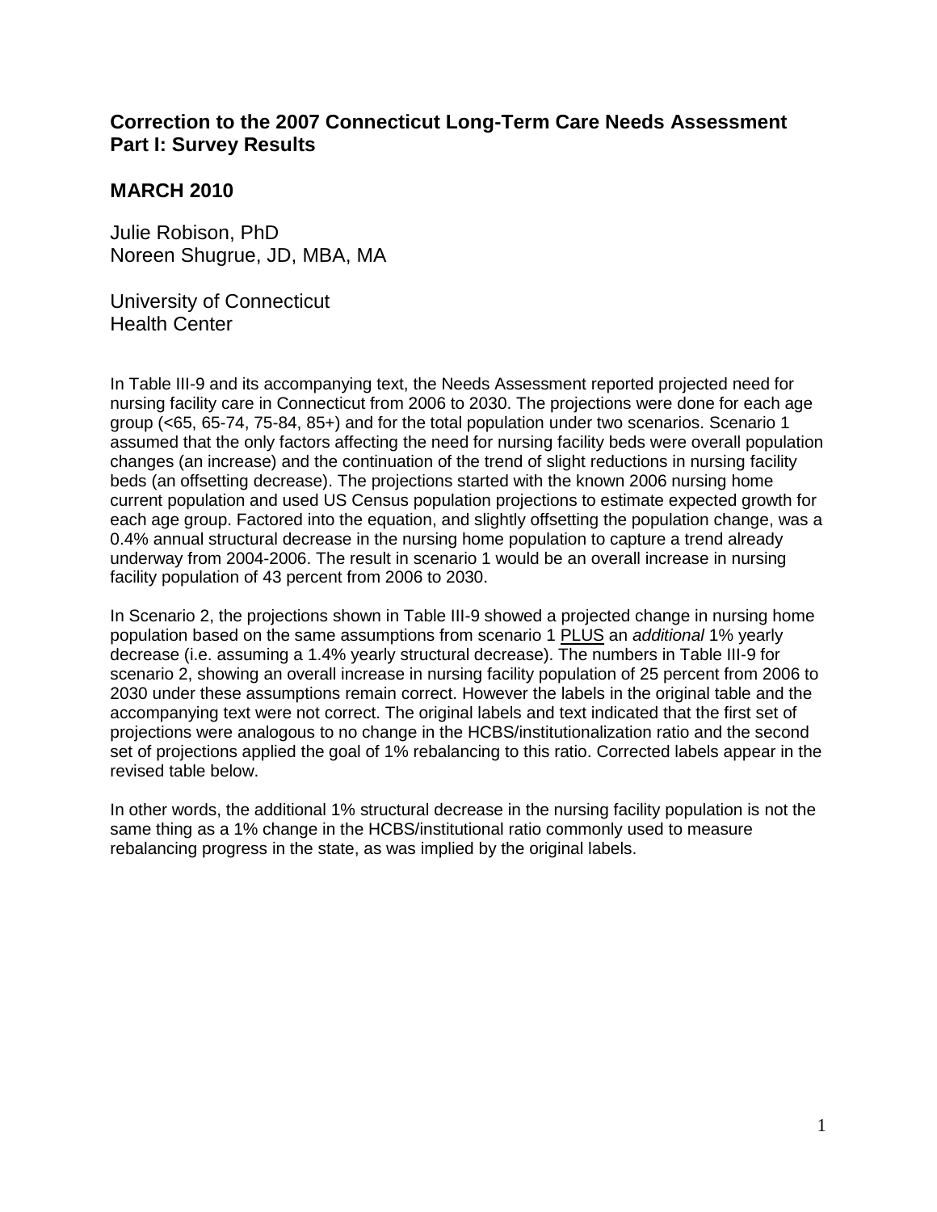## Correction to the 2007 Connecticut Long-Term Care Needs Assessment Part I: Survey Results

## MARCH 2010

Julie Robison, PhD
Noreen Shugrue, JD, MBA, MA

University of Connecticut
Health Center

In Table III-9 and its accompanying text, the Needs Assessment reported projected need for nursing facility care in Connecticut from 2006 to 2030. The projections were done for each age group (<65, 65-74, 75-84, 85+) and for the total population under two scenarios. Scenario 1 assumed that the only factors affecting the need for nursing facility beds were overall population changes (an increase) and the continuation of the trend of slight reductions in nursing facility beds (an offsetting decrease). The projections started with the known 2006 nursing home current population and used US Census population projections to estimate expected growth for each age group. Factored into the equation, and slightly offsetting the population change, was a 0.4% annual structural decrease in the nursing home population to capture a trend already underway from 2004-2006. The result in scenario 1 would be an overall increase in nursing facility population of 43 percent from 2006 to 2030.

In Scenario 2, the projections shown in Table III-9 showed a projected change in nursing home population based on the same assumptions from scenario 1 PLUS an *additional* 1% yearly decrease (i.e. assuming a 1.4% yearly structural decrease). The numbers in Table III-9 for scenario 2, showing an overall increase in nursing facility population of 25 percent from 2006 to 2030 under these assumptions remain correct. However the labels in the original table and the accompanying text were not correct. The original labels and text indicated that the first set of projections were analogous to no change in the HCBS/institutionalization ratio and the second set of projections applied the goal of 1% rebalancing to this ratio. Corrected labels appear in the revised table below.

In other words, the additional 1% structural decrease in the nursing facility population is not the same thing as a 1% change in the HCBS/institutional ratio commonly used to measure rebalancing progress in the state, as was implied by the original labels.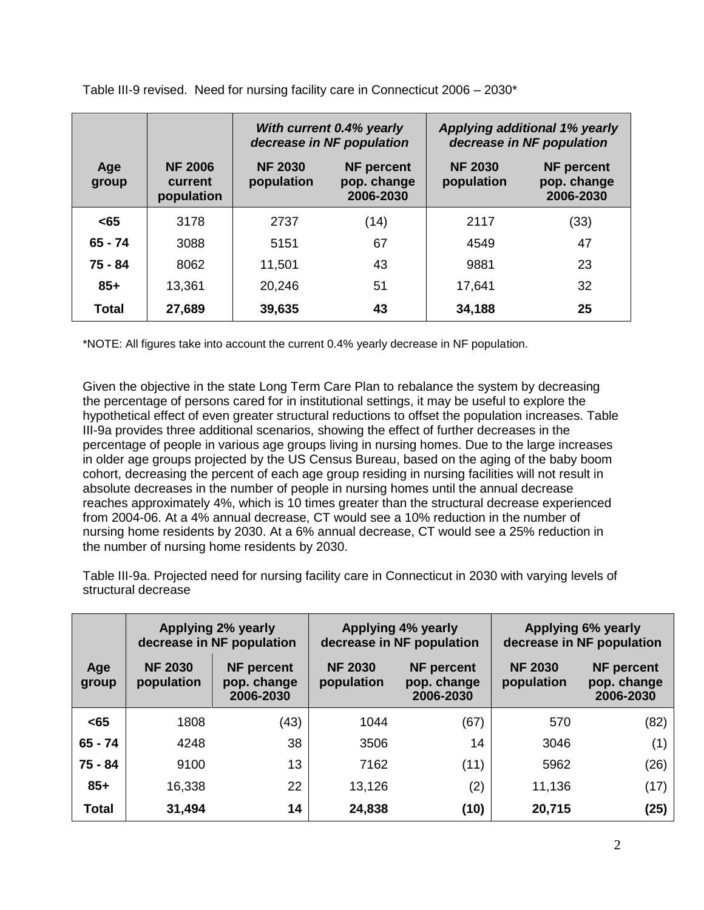Table III-9 revised. Need for nursing facility care in Connecticut 2006 – 2030*

| | | ***With current 0.4% yearly decrease in NF population*** | | ***Applying additional 1% yearly decrease in NF population*** | |
|---|---|---|---|---|---|
| **Age group** | **NF 2006 current population** | **NF 2030 population** | **NF percent pop. change 2006-2030** | **NF 2030 population** | **NF percent pop. change 2006-2030** |
| **<65** | 3178 | 2737 | (14) | 2117 | (33) |
| **65 - 74** | 3088 | 5151 | 67 | 4549 | 47 |
| **75 - 84** | 8062 | 11,501 | 43 | 9881 | 23 |
| **85+** | 13,361 | 20,246 | 51 | 17,641 | 32 |
| **Total** | **27,689** | **39,635** | **43** | **34,188** | **25** |

*NOTE: All figures take into account the current 0.4% yearly decrease in NF population.

Given the objective in the state Long Term Care Plan to rebalance the system by decreasing the percentage of persons cared for in institutional settings, it may be useful to explore the hypothetical effect of even greater structural reductions to offset the population increases. Table III-9a provides three additional scenarios, showing the effect of further decreases in the percentage of people in various age groups living in nursing homes. Due to the large increases in older age groups projected by the US Census Bureau, based on the aging of the baby boom cohort, decreasing the percent of each age group residing in nursing facilities will not result in absolute decreases in the number of people in nursing homes until the annual decrease reaches approximately 4%, which is 10 times greater than the structural decrease experienced from 2004-06. At a 4% annual decrease, CT would see a 10% reduction in the number of nursing home residents by 2030. At a 6% annual decrease, CT would see a 25% reduction in the number of nursing home residents by 2030.

Table III-9a. Projected need for nursing facility care in Connecticut in 2030 with varying levels of structural decrease

| | **Applying 2% yearly decrease in NF population** | | **Applying 4% yearly decrease in NF population** | | **Applying 6% yearly decrease in NF population** | |
|---|---|---|---|---|---|---|
| **Age group** | **NF 2030 population** | **NF percent pop. change 2006-2030** | **NF 2030 population** | **NF percent pop. change 2006-2030** | **NF 2030 population** | **NF percent pop. change 2006-2030** |
| **<65** | 1808 | (43) | 1044 | (67) | 570 | (82) |
| **65 - 74** | 4248 | 38 | 3506 | 14 | 3046 | (1) |
| **75 - 84** | 9100 | 13 | 7162 | (11) | 5962 | (26) |
| **85+** | 16,338 | 22 | 13,126 | (2) | 11,136 | (17) |
| **Total** | **31,494** | **14** | **24,838** | **(10)** | **20,715** | **(25)** |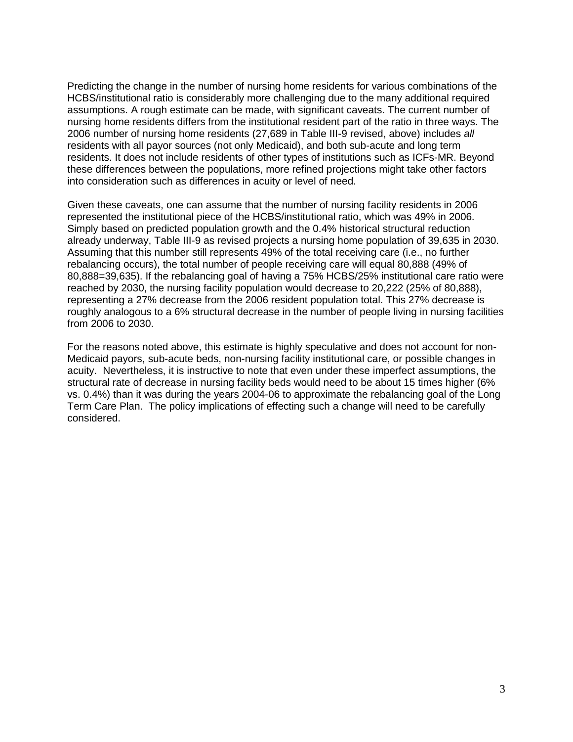Predicting the change in the number of nursing home residents for various combinations of the HCBS/institutional ratio is considerably more challenging due to the many additional required assumptions. A rough estimate can be made, with significant caveats. The current number of nursing home residents differs from the institutional resident part of the ratio in three ways. The 2006 number of nursing home residents (27,689 in Table III-9 revised, above) includes *all* residents with all payor sources (not only Medicaid), and both sub-acute and long term residents. It does not include residents of other types of institutions such as ICFs-MR. Beyond these differences between the populations, more refined projections might take other factors into consideration such as differences in acuity or level of need.

Given these caveats, one can assume that the number of nursing facility residents in 2006 represented the institutional piece of the HCBS/institutional ratio, which was 49% in 2006. Simply based on predicted population growth and the 0.4% historical structural reduction already underway, Table III-9 as revised projects a nursing home population of 39,635 in 2030. Assuming that this number still represents 49% of the total receiving care (i.e., no further rebalancing occurs), the total number of people receiving care will equal 80,888 (49% of 80,888=39,635). If the rebalancing goal of having a 75% HCBS/25% institutional care ratio were reached by 2030, the nursing facility population would decrease to 20,222 (25% of 80,888), representing a 27% decrease from the 2006 resident population total. This 27% decrease is roughly analogous to a 6% structural decrease in the number of people living in nursing facilities from 2006 to 2030.

For the reasons noted above, this estimate is highly speculative and does not account for non-Medicaid payors, sub-acute beds, non-nursing facility institutional care, or possible changes in acuity. Nevertheless, it is instructive to note that even under these imperfect assumptions, the structural rate of decrease in nursing facility beds would need to be about 15 times higher (6% vs. 0.4%) than it was during the years 2004-06 to approximate the rebalancing goal of the Long Term Care Plan. The policy implications of effecting such a change will need to be carefully considered.